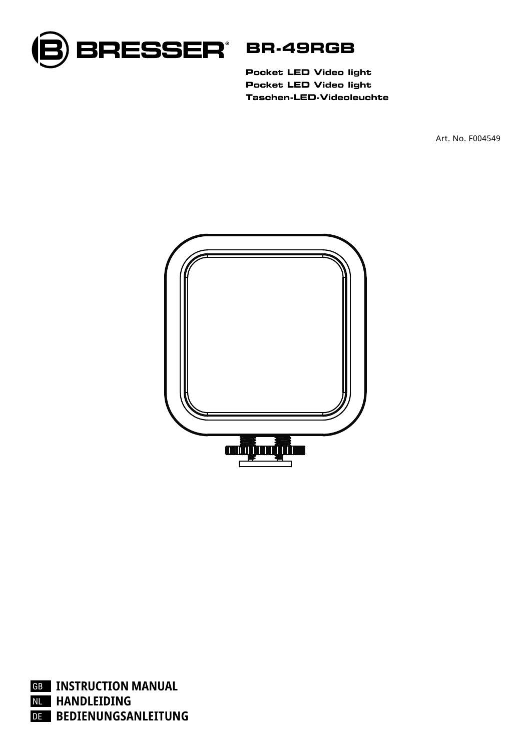BRESSER®

# BR-49RGB

**Pocket LED Video light**
**Pocket LED Video light**
**Taschen-LED-Videoleuchte**

Art. No. F004549

GB **INSTRUCTION MANUAL**
NL **HANDLEIDING**
DE **BEDIENUNGSANLEITUNG**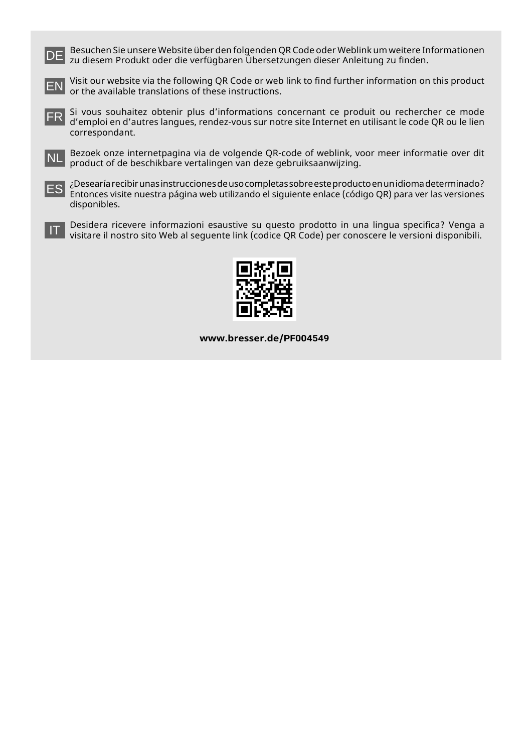DE Besuchen Sie unsere Website über den folgenden QR Code oder Weblink um weitere Informationen zu diesem Produkt oder die verfügbaren Übersetzungen dieser Anleitung zu finden.

EN Visit our website via the following QR Code or web link to find further information on this product or the available translations of these instructions.

FR Si vous souhaitez obtenir plus d'informations concernant ce produit ou rechercher ce mode d'emploi en d'autres langues, rendez-vous sur notre site Internet en utilisant le code QR ou le lien correspondant.

NL Bezoek onze internetpagina via de volgende QR-code of weblink, voor meer informatie over dit product of de beschikbare vertalingen van deze gebruiksaanwijzing.

ES ¿Desearía recibir unas instrucciones de uso completas sobre este producto en un idioma determinado? Entonces visite nuestra página web utilizando el siguiente enlace (código QR) para ver las versiones disponibles.

IT Desidera ricevere informazioni esaustive su questo prodotto in una lingua specifica? Venga a visitare il nostro sito Web al seguente link (codice QR Code) per conoscere le versioni disponibili.

**www.bresser.de/PF004549**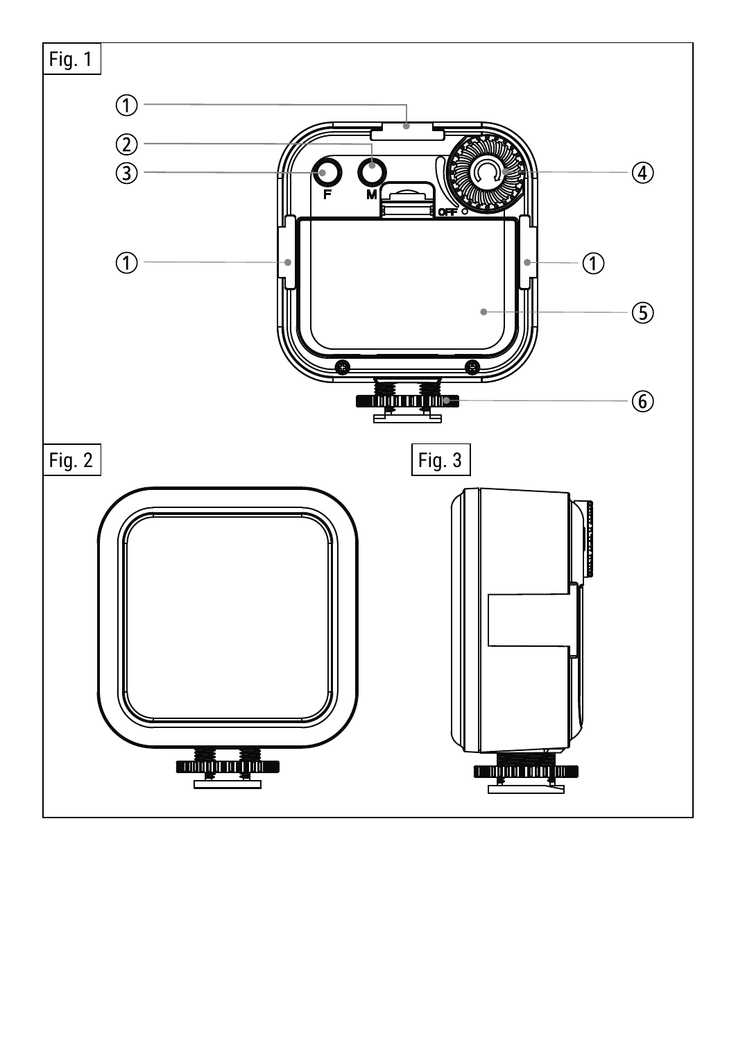Fig. 1

①
②
③
④
①
①
⑤
⑥

F
M
OFF

Fig. 2

Fig. 3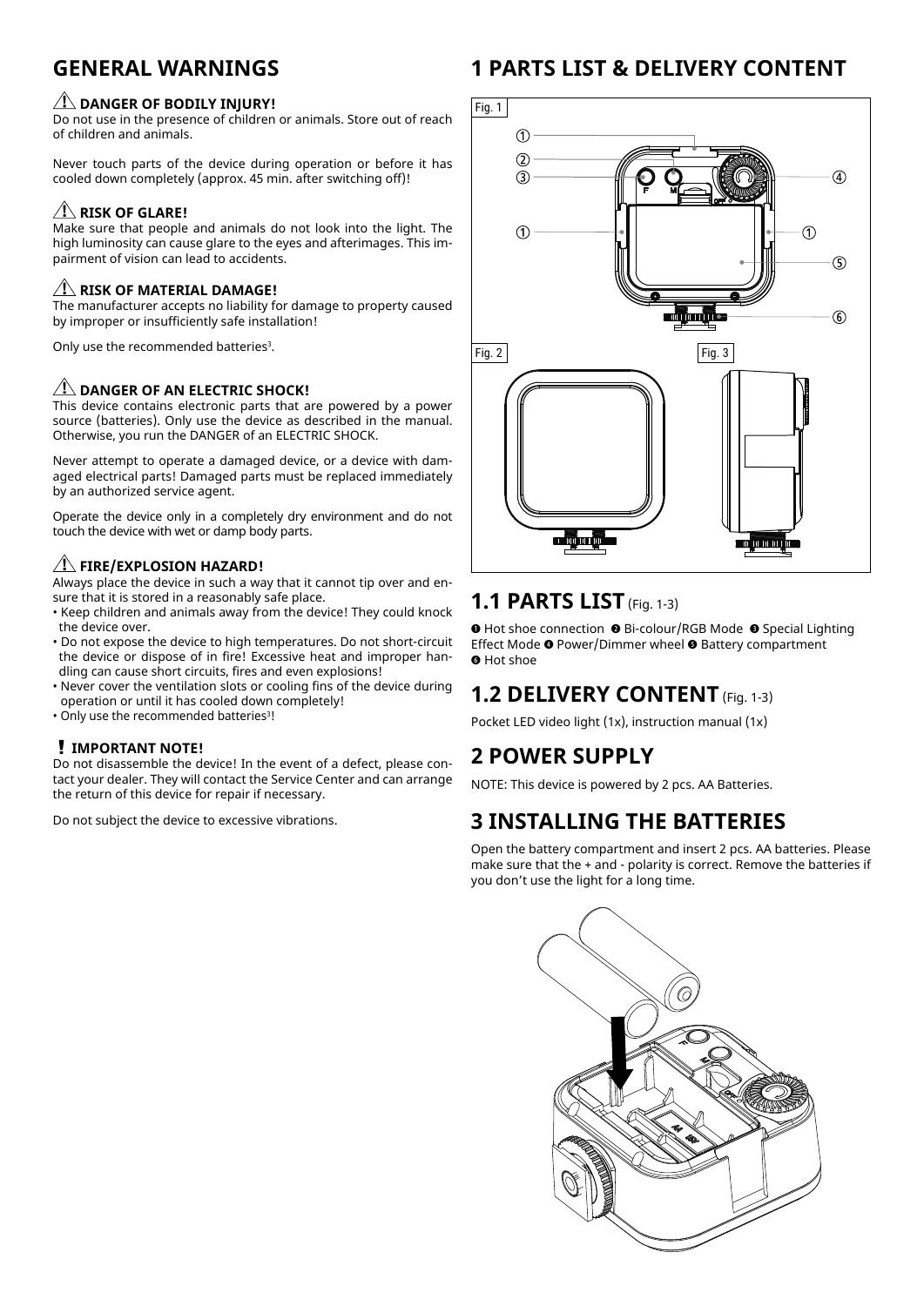# GENERAL WARNINGS

### ⚠ DANGER OF BODILY INJURY!

Do not use in the presence of children or animals. Store out of reach of children and animals.

Never touch parts of the device during operation or before it has cooled down completely (approx. 45 min. after switching off)!

### ⚠ RISK OF GLARE!

Make sure that people and animals do not look into the light. The high luminosity can cause glare to the eyes and afterimages. This impairment of vision can lead to accidents.

### ⚠ RISK OF MATERIAL DAMAGE!

The manufacturer accepts no liability for damage to property caused by improper or insufficiently safe installation!

Only use the recommended batteries[3].

### ⚠ DANGER OF AN ELECTRIC SHOCK!

This device contains electronic parts that are powered by a power source (batteries). Only use the device as described in the manual. Otherwise, you run the DANGER of an ELECTRIC SHOCK.

Never attempt to operate a damaged device, or a device with damaged electrical parts! Damaged parts must be replaced immediately by an authorized service agent.

Operate the device only in a completely dry environment and do not touch the device with wet or damp body parts.

### ⚠ FIRE/EXPLOSION HAZARD!

Always place the device in such a way that it cannot tip over and ensure that it is stored in a reasonably safe place.

- Keep children and animals away from the device! They could knock the device over.
- Do not expose the device to high temperatures. Do not short-circuit the device or dispose of in fire! Excessive heat and improper handling can cause short circuits, fires and even explosions!
- Never cover the ventilation slots or cooling fins of the device during operation or until it has cooled down completely!
- Only use the recommended batteries[3]!

### ! IMPORTANT NOTE!

Do not disassemble the device! In the event of a defect, please contact your dealer. They will contact the Service Center and can arrange the return of this device for repair if necessary.

Do not subject the device to excessive vibrations.

# 1 PARTS LIST & DELIVERY CONTENT

Fig. 1

Fig. 2

Fig. 3

## 1.1 PARTS LIST (Fig. 1-3)

❶ Hot shoe connection ❷ Bi-colour/RGB Mode ❸ Special Lighting Effect Mode ❹ Power/Dimmer wheel ❺ Battery compartment ❻ Hot shoe

## 1.2 DELIVERY CONTENT (Fig. 1-3)

Pocket LED video light (1x), instruction manual (1x)

# 2 POWER SUPPLY

NOTE: This device is powered by 2 pcs. AA Batteries.

# 3 INSTALLING THE BATTERIES

Open the battery compartment and insert 2 pcs. AA batteries. Please make sure that the + and - polarity is correct. Remove the batteries if you don't use the light for a long time.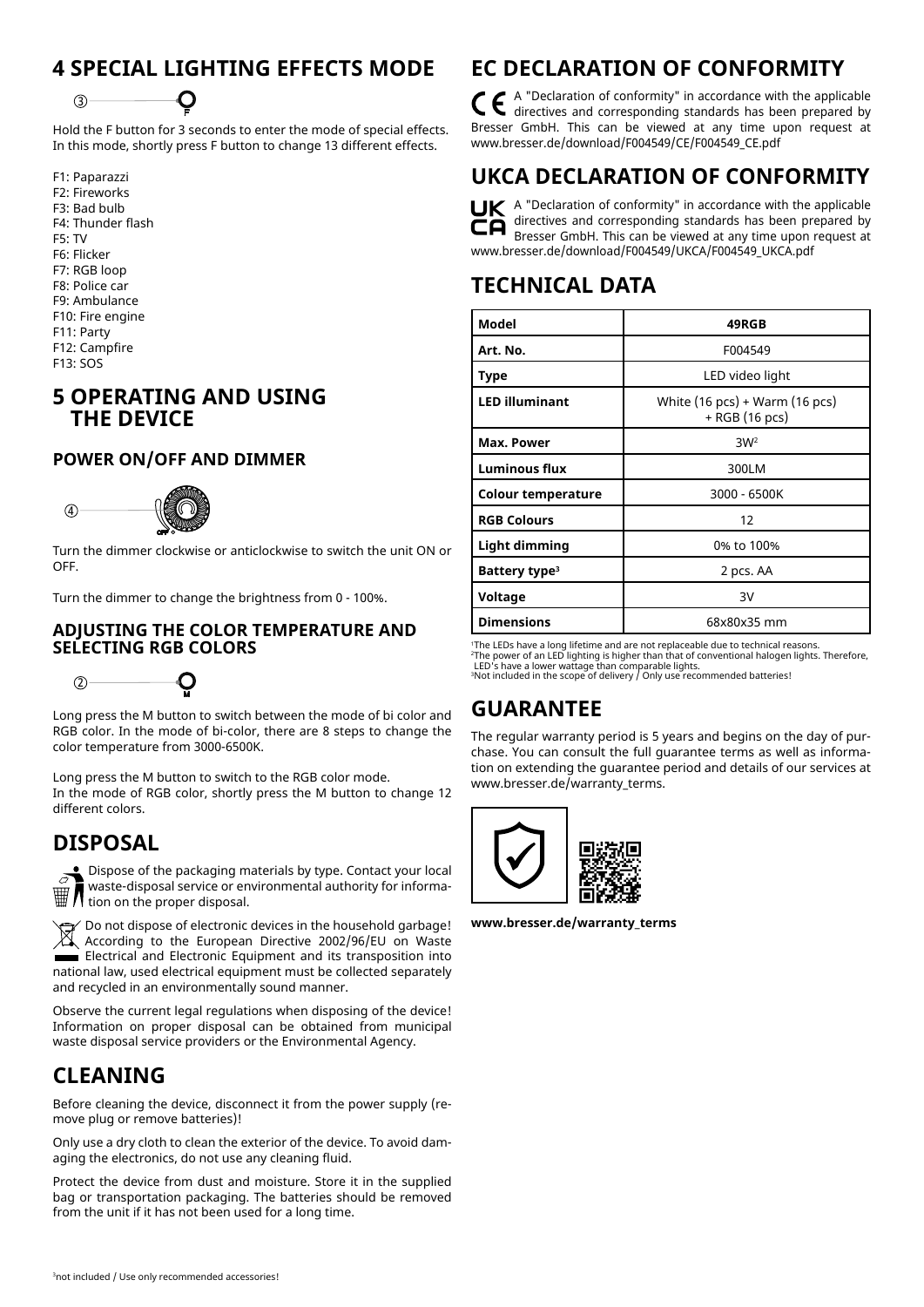## 4 SPECIAL LIGHTING EFFECTS MODE

③

Hold the F button for 3 seconds to enter the mode of special effects. In this mode, shortly press F button to change 13 different effects.

F1: Paparazzi
F2: Fireworks
F3: Bad bulb
F4: Thunder flash
F5: TV
F6: Flicker
F7: RGB loop
F8: Police car
F9: Ambulance
F10: Fire engine
F11: Party
F12: Campfire
F13: SOS

## 5 OPERATING AND USING THE DEVICE

### POWER ON/OFF AND DIMMER

④

Turn the dimmer clockwise or anticlockwise to switch the unit ON or OFF.

Turn the dimmer to change the brightness from 0 - 100%.

### ADJUSTING THE COLOR TEMPERATURE AND SELECTING RGB COLORS

②

Long press the M button to switch between the mode of bi color and RGB color. In the mode of bi-color, there are 8 steps to change the color temperature from 3000-6500K.

Long press the M button to switch to the RGB color mode.
In the mode of RGB color, shortly press the M button to change 12 different colors.

## DISPOSAL

Dispose of the packaging materials by type. Contact your local waste-disposal service or environmental authority for information on the proper disposal.

Do not dispose of electronic devices in the household garbage! According to the European Directive 2002/96/EU on Waste Electrical and Electronic Equipment and its transposition into national law, used electrical equipment must be collected separately and recycled in an environmentally sound manner.

Observe the current legal regulations when disposing of the device! Information on proper disposal can be obtained from municipal waste disposal service providers or the Environmental Agency.

## CLEANING

Before cleaning the device, disconnect it from the power supply (remove plug or remove batteries)!

Only use a dry cloth to clean the exterior of the device. To avoid damaging the electronics, do not use any cleaning fluid.

Protect the device from dust and moisture. Store it in the supplied bag or transportation packaging. The batteries should be removed from the unit if it has not been used for a long time.

[3]not included / Use only recommended accessories!

## EC DECLARATION OF CONFORMITY

A "Declaration of conformity" in accordance with the applicable directives and corresponding standards has been prepared by Bresser GmbH. This can be viewed at any time upon request at www.bresser.de/download/F004549/CE/F004549_CE.pdf

## UKCA DECLARATION OF CONFORMITY

A "Declaration of conformity" in accordance with the applicable directives and corresponding standards has been prepared by Bresser GmbH. This can be viewed at any time upon request at www.bresser.de/download/F004549/UKCA/F004549_UKCA.pdf

## TECHNICAL DATA

| **Model** | **49RGB** |
|---|---|
| **Art. No.** | F004549 |
| **Type** | LED video light |
| **LED illuminant** | White (16 pcs) + Warm (16 pcs) + RGB (16 pcs) |
| **Max. Power** | 3W[2] |
| **Luminous flux** | 300LM |
| **Colour temperature** | 3000 - 6500K |
| **RGB Colours** | 12 |
| **Light dimming** | 0% to 100% |
| **Battery type[3]** | 2 pcs. AA |
| **Voltage** | 3V |
| **Dimensions** | 68x80x35 mm |

[1]The LEDs have a long lifetime and are not replaceable due to technical reasons.
[2]The power of an LED lighting is higher than that of conventional halogen lights. Therefore, LED's have a lower wattage than comparable lights.
[3]Not included in the scope of delivery / Only use recommended batteries!

## GUARANTEE

The regular warranty period is 5 years and begins on the day of purchase. You can consult the full guarantee terms as well as information on extending the guarantee period and details of our services at www.bresser.de/warranty_terms.

**www.bresser.de/warranty_terms**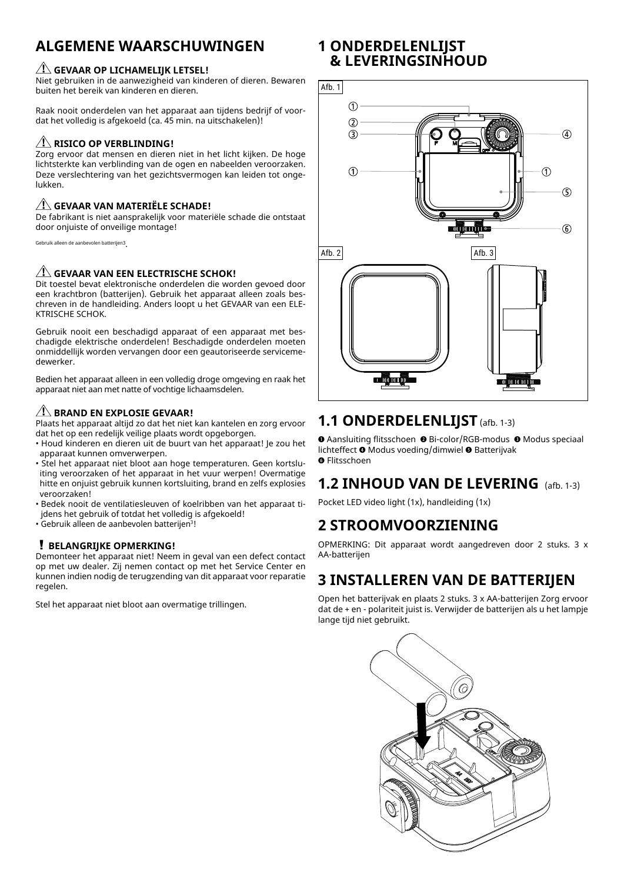# ALGEMENE WAARSCHUWINGEN

### ⚠ GEVAAR OP LICHAMELIJK LETSEL!

Niet gebruiken in de aanwezigheid van kinderen of dieren. Bewaren buiten het bereik van kinderen en dieren.

Raak nooit onderdelen van het apparaat aan tijdens bedrijf of voordat het volledig is afgekoeld (ca. 45 min. na uitschakelen)!

### ⚠ RISICO OP VERBLINDING!

Zorg ervoor dat mensen en dieren niet in het licht kijken. De hoge lichtsterkte kan verblinding van de ogen en nabeelden veroorzaken. Deze verslechtering van het gezichtsvermogen kan leiden tot ongelukken.

### ⚠ GEVAAR VAN MATERIËLE SCHADE!

De fabrikant is niet aansprakelijk voor materiële schade die ontstaat door onjuiste of onveilige montage!

Gebruik alleen de aanbevolen batterijen3.

### ⚠ GEVAAR VAN EEN ELECTRISCHE SCHOK!

Dit toestel bevat elektronische onderdelen die worden gevoed door een krachtbron (batterijen). Gebruik het apparaat alleen zoals beschreven in de handleiding. Anders loopt u het GEVAAR van een ELEKTRISCHE SCHOK.

Gebruik nooit een beschadigd apparaat of een apparaat met beschadigde elektrische onderdelen! Beschadigde onderdelen moeten onmiddellijk worden vervangen door een geautoriseerde servicemedewerker.

Bedien het apparaat alleen in een volledig droge omgeving en raak het apparaat niet aan met natte of vochtige lichaamsdelen.

### ⚠ BRAND EN EXPLOSIE GEVAAR!

Plaats het apparaat altijd zo dat het niet kan kantelen en zorg ervoor dat het op een redelijk veilige plaats wordt opgeborgen.

- Houd kinderen en dieren uit de buurt van het apparaat! Je zou het apparaat kunnen omverwerpen.
- Stel het apparaat niet bloot aan hoge temperaturen. Geen kortsluiting veroorzaken of het apparaat in het vuur werpen! Overmatige hitte en onjuist gebruik kunnen kortsluiting, brand en zelfs explosies veroorzaken!
- Bedek nooit de ventilatiesleuven of koelribben van het apparaat tijdens het gebruik of totdat het volledig is afgekoeld!
- Gebruik alleen de aanbevolen batterijen[3]!

### ! BELANGRIJKE OPMERKING!

Demonteer het apparaat niet! Neem in geval van een defect contact op met uw dealer. Zij nemen contact op met het Service Center en kunnen indien nodig de terugzending van dit apparaat voor reparatie regelen.

Stel het apparaat niet bloot aan overmatige trillingen.

# 1 ONDERDELENLIJST & LEVERINGSINHOUD

Afb. 1

Afb. 2

Afb. 3

## 1.1 ONDERDELENLIJST (afb. 1-3)

❶ Aansluiting flitsschoen ❷ Bi-color/RGB-modus ❸ Modus speciaal lichteffect ❹ Modus voeding/dimwiel ❺ Batterijvak ❻ Flitsschoen

## 1.2 INHOUD VAN DE LEVERING (afb. 1-3)

Pocket LED video light (1x), handleiding (1x)

# 2 STROOMVOORZIENING

OPMERKING: Dit apparaat wordt aangedreven door 2 stuks. 3 x AA-batterijen

# 3 INSTALLEREN VAN DE BATTERIJEN

Open het batterijvak en plaats 2 stuks. 3 x AA-batterijen Zorg ervoor dat de + en - polariteit juist is. Verwijder de batterijen als u het lampje lange tijd niet gebruikt.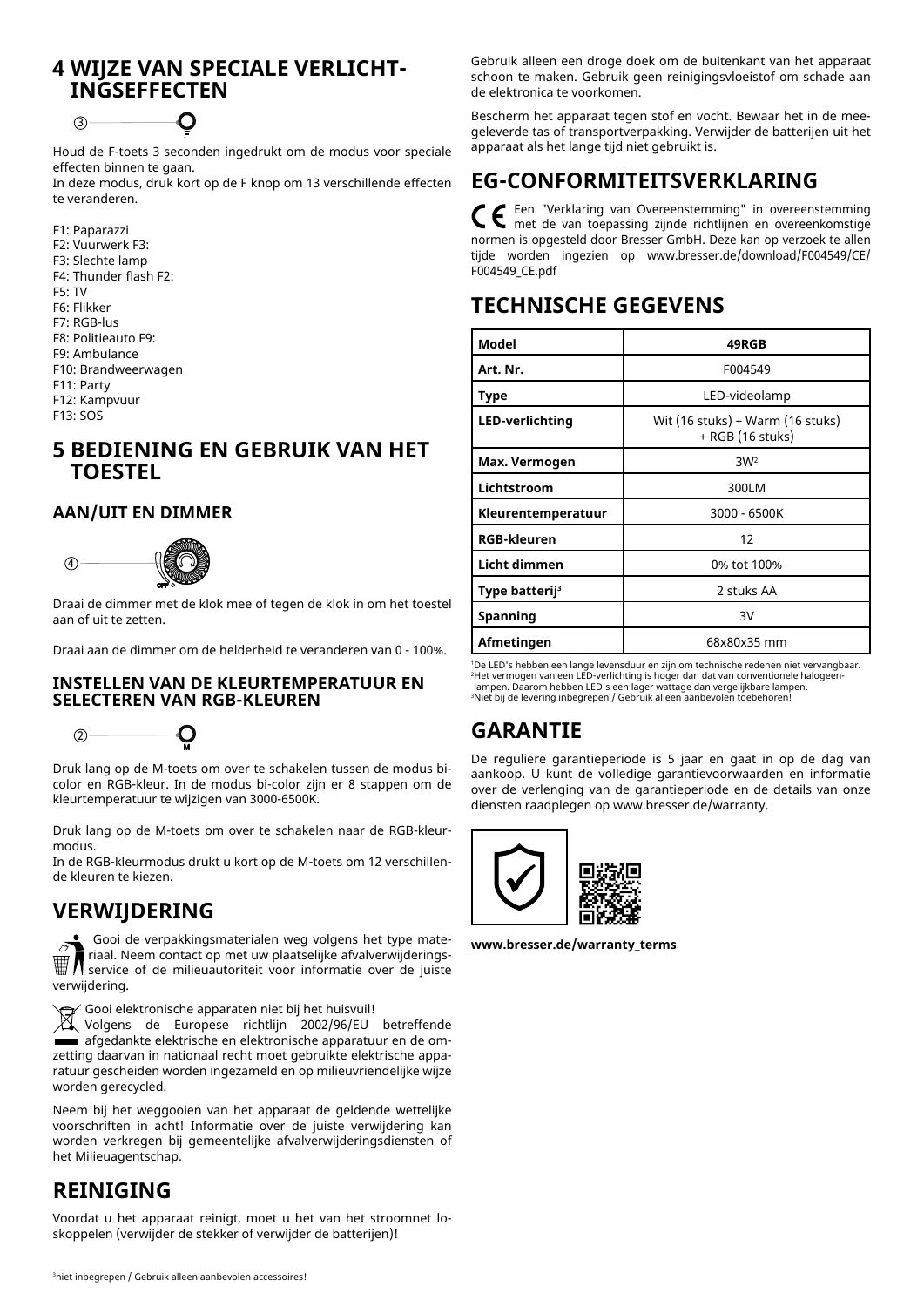# 4 WIJZE VAN SPECIALE VERLICHTINGSEFFECTEN

③ F

Houd de F-toets 3 seconden ingedrukt om de modus voor speciale effecten binnen te gaan.
In deze modus, druk kort op de F knop om 13 verschillende effecten te veranderen.

F1: Paparazzi
F2: Vuurwerk F3:
F3: Slechte lamp
F4: Thunder flash F2:
F5: TV
F6: Flikker
F7: RGB-lus
F8: Politieauto F9:
F9: Ambulance
F10: Brandweerwagen
F11: Party
F12: Kampvuur
F13: SOS

# 5 BEDIENING EN GEBRUIK VAN HET TOESTEL

## AAN/UIT EN DIMMER

④ OFF

Draai de dimmer met de klok mee of tegen de klok in om het toestel aan of uit te zetten.

Draai aan de dimmer om de helderheid te veranderen van 0 - 100%.

## INSTELLEN VAN DE KLEURTEMPERATUUR EN SELECTEREN VAN RGB-KLEUREN

② M

Druk lang op de M-toets om over te schakelen tussen de modus bi-color en RGB-kleur. In de modus bi-color zijn er 8 stappen om de kleurtemperatuur te wijzigen van 3000-6500K.

Druk lang op de M-toets om over te schakelen naar de RGB-kleurmodus.
In de RGB-kleurmodus drukt u kort op de M-toets om 12 verschillende kleuren te kiezen.

# VERWIJDERING

Gooi de verpakkingsmaterialen weg volgens het type materiaal. Neem contact op met uw plaatselijke afvalverwijderingsservice of de milieuautoriteit voor informatie over de juiste verwijdering.

Gooi elektronische apparaten niet bij het huisvuil!
Volgens de Europese richtlijn 2002/96/EU betreffende afgedankte elektrische en elektronische apparatuur en de omzetting daarvan in nationaal recht moet gebruikte elektrische apparatuur gescheiden worden ingezameld en op milieuvriendelijke wijze worden gerecycled.

Neem bij het weggooien van het apparaat de geldende wettelijke voorschriften in acht! Informatie over de juiste verwijdering kan worden verkregen bij gemeentelijke afvalverwijderingsdiensten of het Milieuagentschap.

# REINIGING

Voordat u het apparaat reinigt, moet u het van het stroomnet loskoppelen (verwijder de stekker of verwijder de batterijen)!

Gebruik alleen een droge doek om de buitenkant van het apparaat schoon te maken. Gebruik geen reinigingsvloeistof om schade aan de elektronica te voorkomen.

Bescherm het apparaat tegen stof en vocht. Bewaar het in de meegeleverde tas of transportverpakking. Verwijder de batterijen uit het apparaat als het lange tijd niet gebruikt is.

# EG-CONFORMITEITSVERKLARING

Een "Verklaring van Overeenstemming" in overeenstemming met de van toepassing zijnde richtlijnen en overeenkomstige normen is opgesteld door Bresser GmbH. Deze kan op verzoek te allen tijde worden ingezien op www.bresser.de/download/F004549/CE/F004549_CE.pdf

# TECHNISCHE GEGEVENS

| Model | 49RGB |
|---|---|
| Art. Nr. | F004549 |
| Type | LED-videolamp |
| LED-verlichting | Wit (16 stuks) + Warm (16 stuks) + RGB (16 stuks) |
| Max. Vermogen | 3W[2] |
| Lichtstroom | 300LM |
| Kleurentemperatuur | 3000 - 6500K |
| RGB-kleuren | 12 |
| Licht dimmen | 0% tot 100% |
| Type batterij[3] | 2 stuks AA |
| Spanning | 3V |
| Afmetingen | 68x80x35 mm |

[1]De LED's hebben een lange levensduur en zijn om technische redenen niet vervangbaar.
[2]Het vermogen van een LED-verlichting is hoger dan dat van conventionele halogeenlampen. Daarom hebben LED's een lager wattage dan vergelijkbare lampen.
[3]Niet bij de levering inbegrepen / Gebruik alleen aanbevolen toebehoren!

# GARANTIE

De reguliere garantieperiode is 5 jaar en gaat in op de dag van aankoop. U kunt de volledige garantievoorwaarden en informatie over de verlenging van de garantieperiode en de details van onze diensten raadplegen op www.bresser.de/warranty.

**www.bresser.de/warranty_terms**

[3]niet inbegrepen / Gebruik alleen aanbevolen accessoires!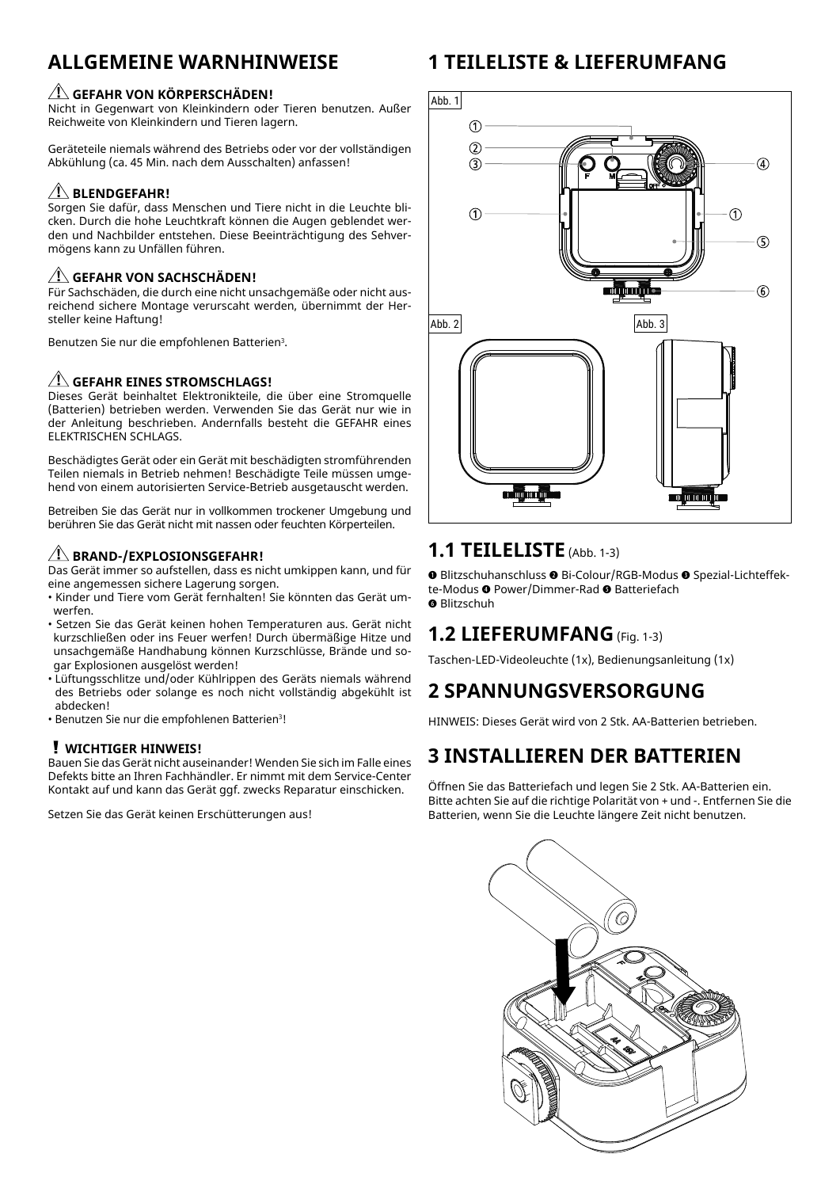## ALLGEMEINE WARNHINWEISE

### ⚠ GEFAHR VON KÖRPERSCHÄDEN!

Nicht in Gegenwart von Kleinkindern oder Tieren benutzen. Außer Reichweite von Kleinkindern und Tieren lagern.

Geräteteile niemals während des Betriebs oder vor der vollständigen Abkühlung (ca. 45 Min. nach dem Ausschalten) anfassen!

### ⚠ BLENDGEFAHR!

Sorgen Sie dafür, dass Menschen und Tiere nicht in die Leuchte blicken. Durch die hohe Leuchtkraft können die Augen geblendet werden und Nachbilder entstehen. Diese Beeinträchtigung des Sehvermögens kann zu Unfällen führen.

### ⚠ GEFAHR VON SACHSCHÄDEN!

Für Sachschäden, die durch eine nicht unsachgemäße oder nicht ausreichend sichere Montage verurscaht werden, übernimmt der Hersteller keine Haftung!

Benutzen Sie nur die empfohlenen Batterien[3].

### ⚠ GEFAHR EINES STROMSCHLAGS!

Dieses Gerät beinhaltet Elektronikteile, die über eine Stromquelle (Batterien) betrieben werden. Verwenden Sie das Gerät nur wie in der Anleitung beschrieben. Andernfalls besteht die GEFAHR eines ELEKTRISCHEN SCHLAGS.

Beschädigtes Gerät oder ein Gerät mit beschädigten stromführenden Teilen niemals in Betrieb nehmen! Beschädigte Teile müssen umgehend von einem autorisierten Service-Betrieb ausgetauscht werden.

Betreiben Sie das Gerät nur in vollkommen trockener Umgebung und berühren Sie das Gerät nicht mit nassen oder feuchten Körperteilen.

### ⚠ BRAND-/EXPLOSIONSGEFAHR!

Das Gerät immer so aufstellen, dass es nicht umkippen kann, und für eine angemessen sichere Lagerung sorgen.

- Kinder und Tiere vom Gerät fernhalten! Sie könnten das Gerät umwerfen.
- Setzen Sie das Gerät keinen hohen Temperaturen aus. Gerät nicht kurzschließen oder ins Feuer werfen! Durch übermäßige Hitze und unsachgemäße Handhabung können Kurzschlüsse, Brände und sogar Explosionen ausgelöst werden!
- Lüftungsschlitze und/oder Kühlrippen des Geräts niemals während des Betriebs oder solange es noch nicht vollständig abgekühlt ist abdecken!
- Benutzen Sie nur die empfohlenen Batterien[3]!

### ! WICHTIGER HINWEIS!

Bauen Sie das Gerät nicht auseinander! Wenden Sie sich im Falle eines Defekts bitte an Ihren Fachhändler. Er nimmt mit dem Service-Center Kontakt auf und kann das Gerät ggf. zwecks Reparatur einschicken.

Setzen Sie das Gerät keinen Erschütterungen aus!

## 1 TEILELISTE & LIEFERUMFANG

Abb. 1

Abb. 2

Abb. 3

## 1.1 TEILELISTE (Abb. 1-3)

❶ Blitzschuhanschluss ❷ Bi-Colour/RGB-Modus ❸ Spezial-Lichteffekte-Modus ❹ Power/Dimmer-Rad ❺ Batteriefach ❻ Blitzschuh

## 1.2 LIEFERUMFANG (Fig. 1-3)

Taschen-LED-Videoleuchte (1x), Bedienungsanleitung (1x)

## 2 SPANNUNGSVERSORGUNG

HINWEIS: Dieses Gerät wird von 2 Stk. AA-Batterien betrieben.

## 3 INSTALLIEREN DER BATTERIEN

Öffnen Sie das Batteriefach und legen Sie 2 Stk. AA-Batterien ein. Bitte achten Sie auf die richtige Polarität von + und -. Entfernen Sie die Batterien, wenn Sie die Leuchte längere Zeit nicht benutzen.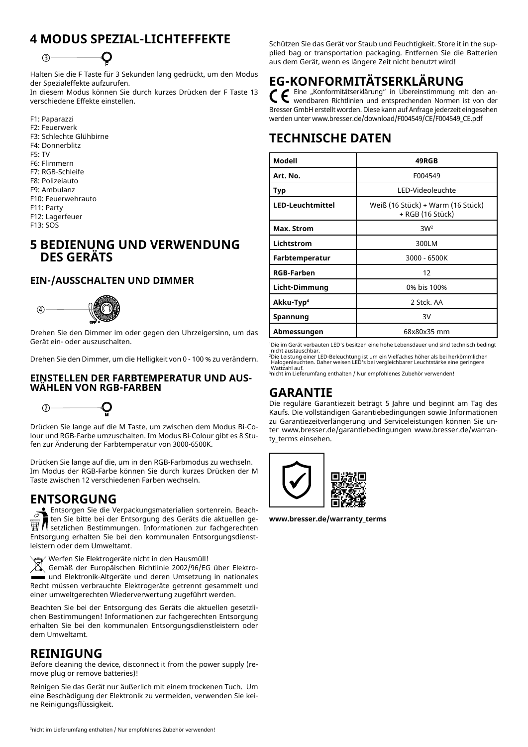## 4 MODUS SPEZIAL-LICHTEFFEKTE

③ F

Halten Sie die F Taste für 3 Sekunden lang gedrückt, um den Modus der Spezialeffekte aufzurufen.
In diesem Modus können Sie durch kurzes Drücken der F Taste 13 verschiedene Effekte einstellen.

F1: Paparazzi
F2: Feuerwerk
F3: Schlechte Glühbirne
F4: Donnerblitz
F5: TV
F6: Flimmern
F7: RGB-Schleife
F8: Polizeiauto
F9: Ambulanz
F10: Feuerwehrauto
F11: Party
F12: Lagerfeuer
F13: SOS

## 5 BEDIENUNG UND VERWENDUNG DES GERÄTS

### EIN-/AUSSCHALTEN UND DIMMER

④ OFF

Drehen Sie den Dimmer im oder gegen den Uhrzeigersinn, um das Gerät ein- oder auszuschalten.

Drehen Sie den Dimmer, um die Helligkeit von 0 - 100 % zu verändern.

### EINSTELLEN DER FARBTEMPERATUR UND AUSWÄHLEN VON RGB-FARBEN

② M

Drücken Sie lange auf die M Taste, um zwischen dem Modus Bi-Colour und RGB-Farbe umzuschalten. Im Modus Bi-Colour gibt es 8 Stufen zur Änderung der Farbtemperatur von 3000-6500K.

Drücken Sie lange auf die, um in den RGB-Farbmodus zu wechseln.
Im Modus der RGB-Farbe können Sie durch kurzes Drücken der M Taste zwischen 12 verschiedenen Farben wechseln.

## ENTSORGUNG

Entsorgen Sie die Verpackungsmaterialien sortenrein. Beachten Sie bitte bei der Entsorgung des Geräts die aktuellen gesetzlichen Bestimmungen. Informationen zur fachgerechten Entsorgung erhalten Sie bei den kommunalen Entsorgungsdienstleistern oder dem Umweltamt.

Werfen Sie Elektrogeräte nicht in den Hausmüll!
Gemäß der Europäischen Richtlinie 2002/96/EG über Elektro- und Elektronik-Altgeräte und deren Umsetzung in nationales Recht müssen verbrauchte Elektrogeräte getrennt gesammelt und einer umweltgerechten Wiederverwertung zugeführt werden.

Beachten Sie bei der Entsorgung des Geräts die aktuellen gesetzlichen Bestimmungen! Informationen zur fachgerechten Entsorgung erhalten Sie bei den kommunalen Entsorgungsdienstleistern oder dem Umweltamt.

## REINIGUNG

Before cleaning the device, disconnect it from the power supply (remove plug or remove batteries)!

Reinigen Sie das Gerät nur äußerlich mit einem trockenen Tuch. Um eine Beschädigung der Elektronik zu vermeiden, verwenden Sie keine Reinigungsflüssigkeit.

Schützen Sie das Gerät vor Staub und Feuchtigkeit. Store it in the supplied bag or transportation packaging. Entfernen Sie die Batterien aus dem Gerät, wenn es längere Zeit nicht benutzt wird!

## EG-KONFORMITÄTSERKLÄRUNG

Eine „Konformitätserklärung" in Übereinstimmung mit den anwendbaren Richtlinien und entsprechenden Normen ist von der Bresser GmbH erstellt worden. Diese kann auf Anfrage jederzeit eingesehen werden unter www.bresser.de/download/F004549/CE/F004549_CE.pdf

## TECHNISCHE DATEN

| Modell | 49RGB |
|---|---|
| Art. No. | F004549 |
| Typ | LED-Videoleuchte |
| LED-Leuchtmittel | Weiß (16 Stück) + Warm (16 Stück) + RGB (16 Stück) |
| Max. Strom | 3W[2] |
| Lichtstrom | 300LM |
| Farbtemperatur | 3000 - 6500K |
| RGB-Farben | 12 |
| Licht-Dimmung | 0% bis 100% |
| Akku-Typ[4] | 2 Stck. AA |
| Spannung | 3V |
| Abmessungen | 68x80x35 mm |

[1]Die im Gerät verbauten LED's besitzen eine hohe Lebensdauer und sind technisch bedingt nicht austauschbar.
[2]Die Leistung einer LED-Beleuchtung ist um ein Vielfaches höher als bei herkömmlichen Halogenleuchten. Daher weisen LED's bei vergleichbarer Leuchtstärke eine geringere Wattzahl auf.
[3]nicht im Lieferumfang enthalten / Nur empfohlenes Zubehör verwenden!

## GARANTIE

Die reguläre Garantiezeit beträgt 5 Jahre und beginnt am Tag des Kaufs. Die vollständigen Garantiebedingungen sowie Informationen zu Garantiezeitverlängerung und Serviceleistungen können Sie unter www.bresser.de/garantiebedingungen www.bresser.de/warranty_terms einsehen.

**www.bresser.de/warranty_terms**

[3]nicht im Lieferumfang enthalten / Nur empfohlenes Zubehör verwenden!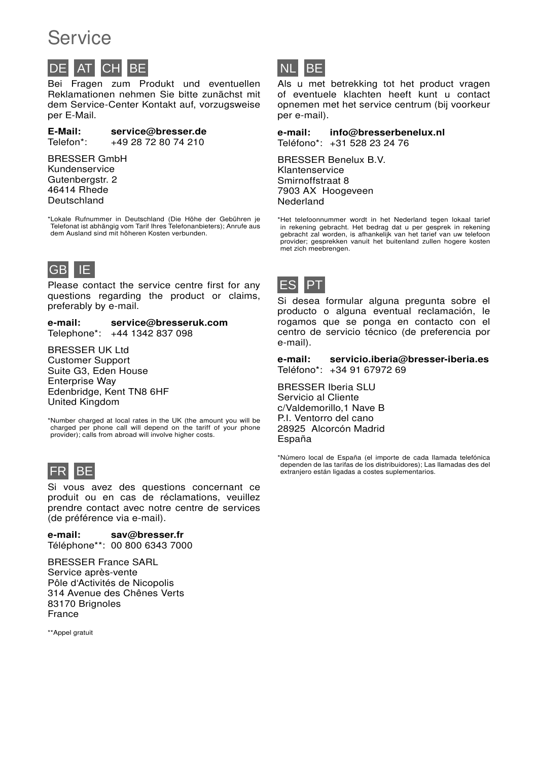# Service

## DE AT CH BE

Bei Fragen zum Produkt und eventuellen Reklamationen nehmen Sie bitte zunächst mit dem Service-Center Kontakt auf, vorzugsweise per E-Mail.

**E-Mail:** **service@bresser.de**
Telefon*: +49 28 72 80 74 210

BRESSER GmbH
Kundenservice
Gutenbergstr. 2
46414 Rhede
Deutschland

*Lokale Rufnummer in Deutschland (Die Höhe der Gebühren je Telefonat ist abhängig vom Tarif Ihres Telefonanbieters); Anrufe aus dem Ausland sind mit höheren Kosten verbunden.

## GB IE

Please contact the service centre first for any questions regarding the product or claims, preferably by e-mail.

**e-mail:** **service@bresseruk.com**
Telephone*: +44 1342 837 098

BRESSER UK Ltd
Customer Support
Suite G3, Eden House
Enterprise Way
Edenbridge, Kent TN8 6HF
United Kingdom

*Number charged at local rates in the UK (the amount you will be charged per phone call will depend on the tariff of your phone provider); calls from abroad will involve higher costs.

## FR BE

Si vous avez des questions concernant ce produit ou en cas de réclamations, veuillez prendre contact avec notre centre de services (de préférence via e-mail).

**e-mail:** **sav@bresser.fr**
Téléphone**: 00 800 6343 7000

BRESSER France SARL
Service après-vente
Pôle d'Activités de Nicopolis
314 Avenue des Chênes Verts
83170 Brignoles
France

**Appel gratuit

## NL BE

Als u met betrekking tot het product vragen of eventuele klachten heeft kunt u contact opnemen met het service centrum (bij voorkeur per e-mail).

**e-mail:** **info@bresserbenelux.nl**
Teléfono*: +31 528 23 24 76

BRESSER Benelux B.V.
Klantenservice
Smirnoffstraat 8
7903 AX Hoogeveen
Nederland

*Het telefoonnummer wordt in het Nederland tegen lokaal tarief in rekening gebracht. Het bedrag dat u per gesprek in rekening gebracht zal worden, is afhankelijk van het tarief van uw telefoon provider; gesprekken vanuit het buitenland zullen hogere kosten met zich meebrengen.

## ES PT

Si desea formular alguna pregunta sobre el producto o alguna eventual reclamación, le rogamos que se ponga en contacto con el centro de servicio técnico (de preferencia por e-mail).

**e-mail:** **servicio.iberia@bresser-iberia.es**
Teléfono*: +34 91 67972 69

BRESSER Iberia SLU
Servicio al Cliente
c/Valdemorillo,1 Nave B
P.I. Ventorro del cano
28925 Alcorcón Madrid
España

*Número local de España (el importe de cada llamada telefónica dependen de las tarifas de los distribuidores); Las llamadas des del extranjero están ligadas a costes suplementarios.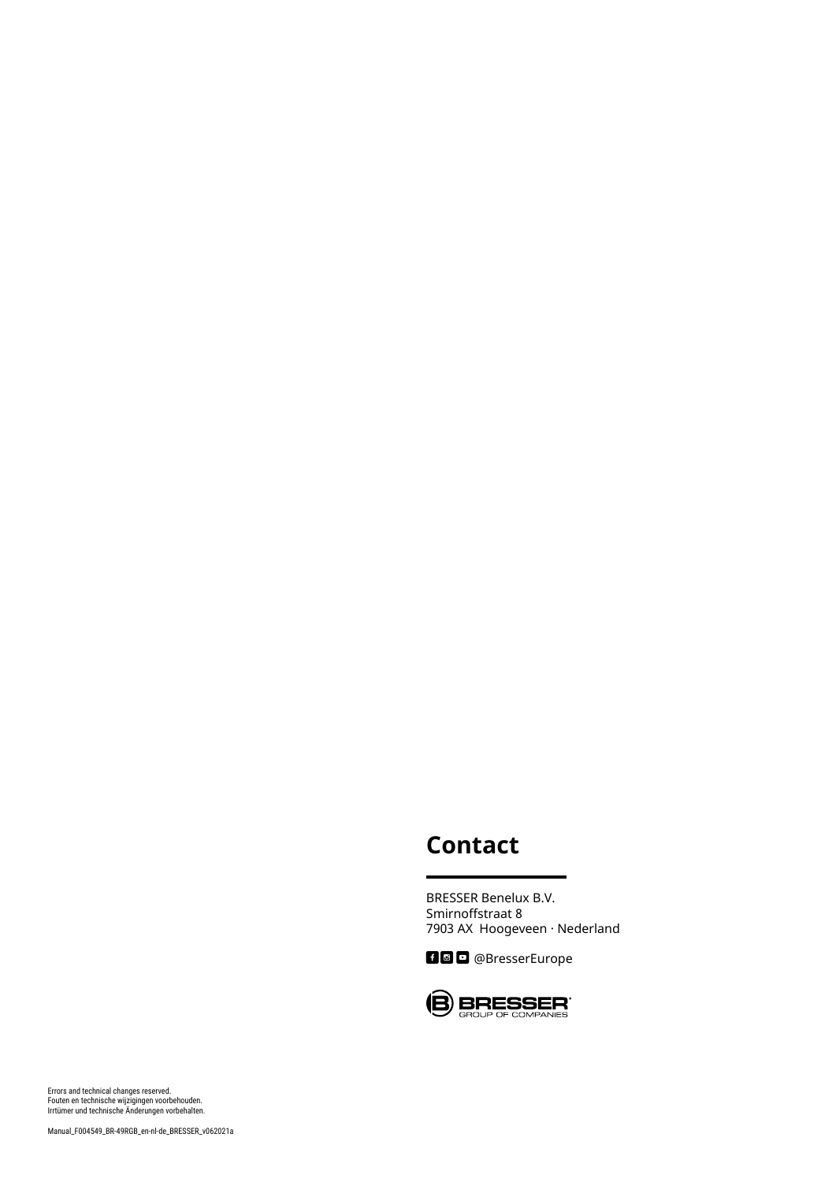## Contact

BRESSER Benelux B.V.
Smirnoffstraat 8
7903 AX Hoogeveen · Nederland

@BresserEurope

BRESSER GROUP OF COMPANIES

Errors and technical changes reserved.
Fouten en technische wijzigingen voorbehouden.
Irrtümer und technische Änderungen vorbehalten.

Manual_F004549_BR-49RGB_en-nl-de_BRESSER_v062021a